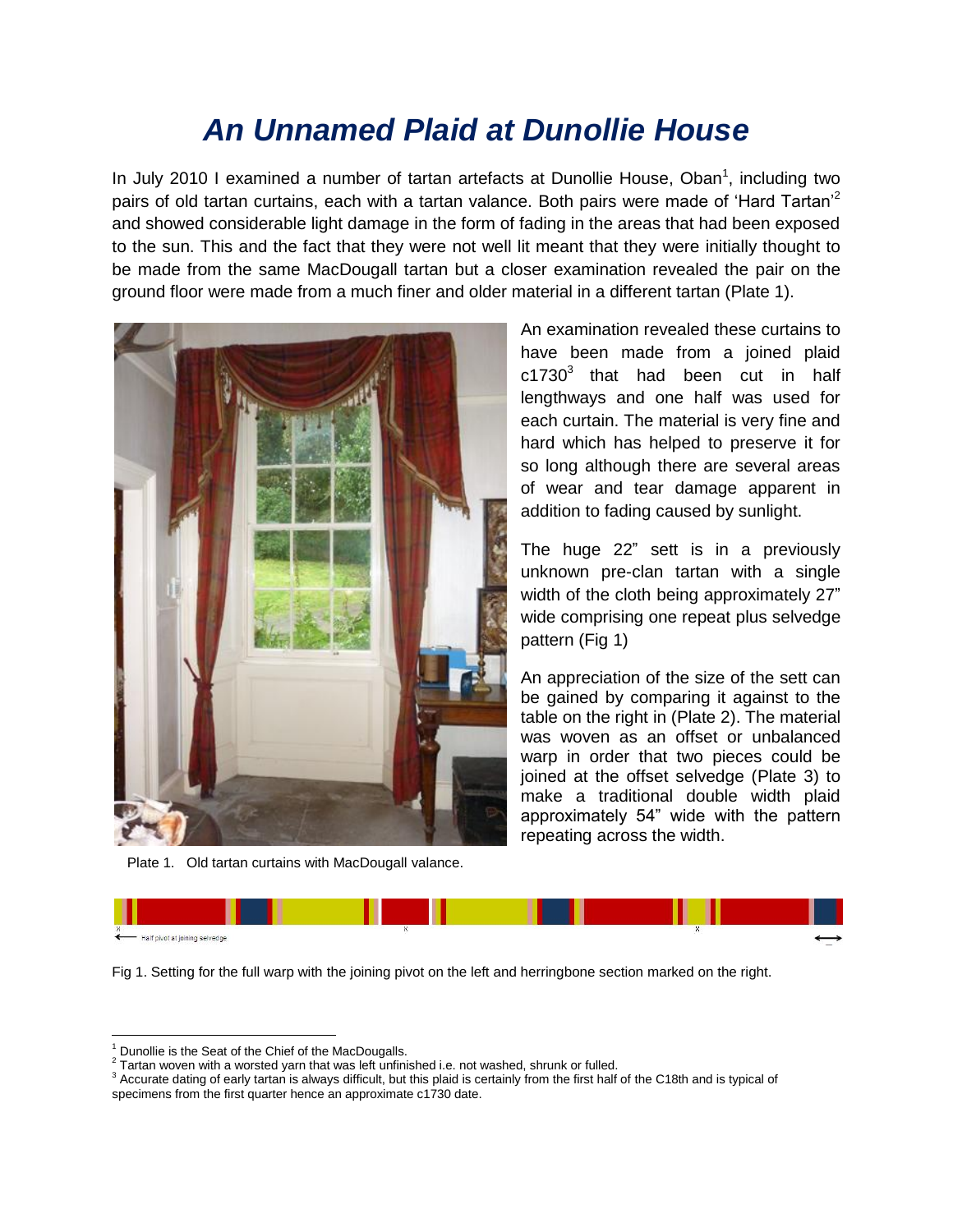# *An Unnamed Plaid at Dunollie House*

In July 2010 I examined a number of tartan artefacts at Dunollie House, Oban[1], including two pairs of old tartan curtains, each with a tartan valance. Both pairs were made of 'Hard Tartan'[2] and showed considerable light damage in the form of fading in the areas that had been exposed to the sun. This and the fact that they were not well lit meant that they were initially thought to be made from the same MacDougall tartan but a closer examination revealed the pair on the ground floor were made from a much finer and older material in a different tartan (Plate 1).

Plate 1. Old tartan curtains with MacDougall valance.

An examination revealed these curtains to have been made from a joined plaid c1730[3] that had been cut in half lengthways and one half was used for each curtain. The material is very fine and hard which has helped to preserve it for so long although there are several areas of wear and tear damage apparent in addition to fading caused by sunlight.

The huge 22" sett is in a previously unknown pre-clan tartan with a single width of the cloth being approximately 27" wide comprising one repeat plus selvedge pattern (Fig 1)

An appreciation of the size of the sett can be gained by comparing it against to the table on the right in (Plate 2). The material was woven as an offset or unbalanced warp in order that two pieces could be joined at the offset selvedge (Plate 3) to make a traditional double width plaid approximately 54" wide with the pattern repeating across the width.

Half pivot at joining selvedge

Fig 1. Setting for the full warp with the joining pivot on the left and herringbone section marked on the right.

---

[1] Dunollie is the Seat of the Chief of the MacDougalls.

[2] Tartan woven with a worsted yarn that was left unfinished i.e. not washed, shrunk or fulled.

[3] Accurate dating of early tartan is always difficult, but this plaid is certainly from the first half of the C18th and is typical of specimens from the first quarter hence an approximate c1730 date.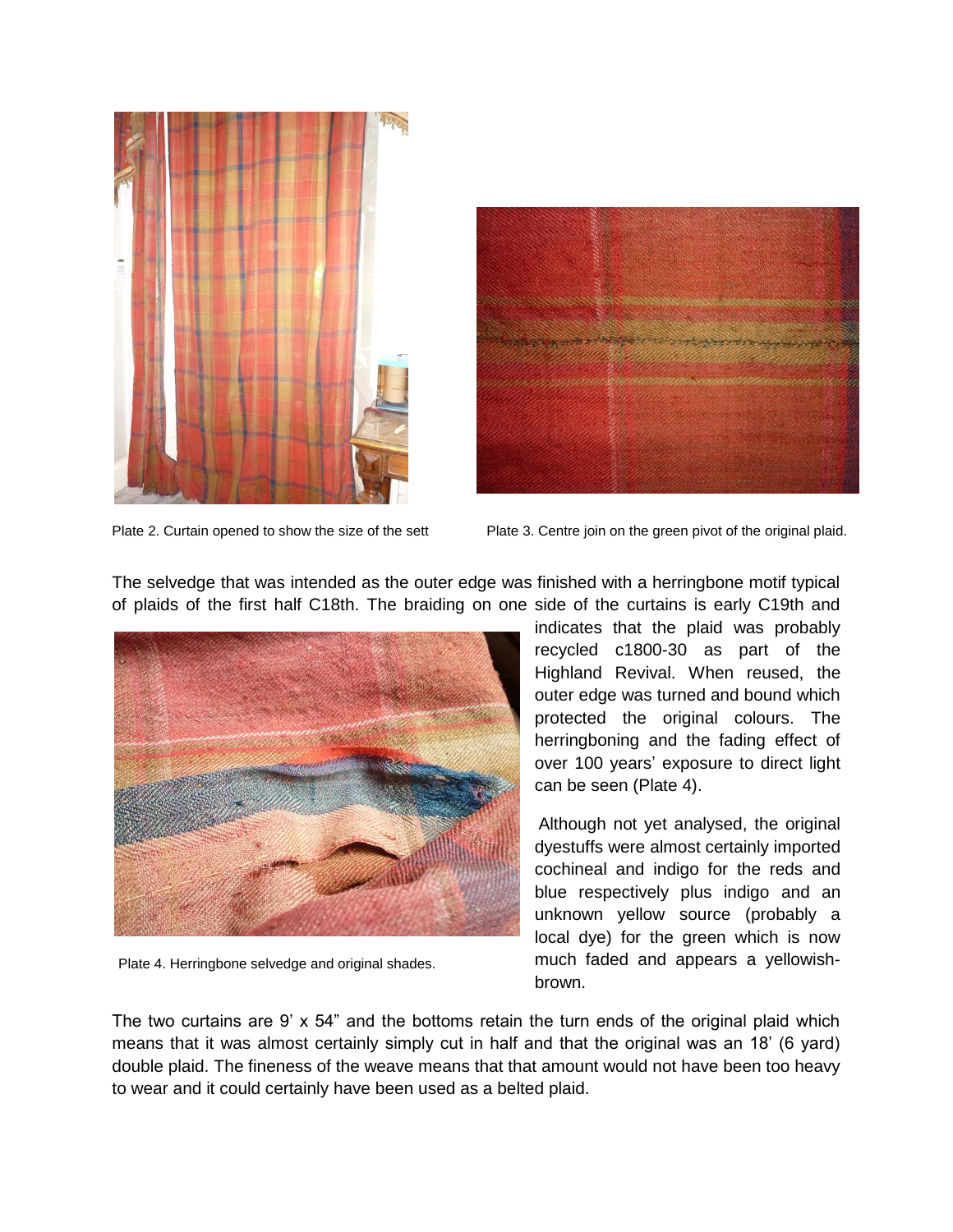Plate 2. Curtain opened to show the size of the sett

Plate 3. Centre join on the green pivot of the original plaid.

The selvedge that was intended as the outer edge was finished with a herringbone motif typical of plaids of the first half C18th. The braiding on one side of the curtains is early C19th and indicates that the plaid was probably recycled c1800-30 as part of the Highland Revival. When reused, the outer edge was turned and bound which protected the original colours. The herringboning and the fading effect of over 100 years' exposure to direct light can be seen (Plate 4).

Plate 4. Herringbone selvedge and original shades.

Although not yet analysed, the original dyestuffs were almost certainly imported cochineal and indigo for the reds and blue respectively plus indigo and an unknown yellow source (probably a local dye) for the green which is now much faded and appears a yellowish-brown.

The two curtains are 9' x 54" and the bottoms retain the turn ends of the original plaid which means that it was almost certainly simply cut in half and that the original was an 18' (6 yard) double plaid. The fineness of the weave means that that amount would not have been too heavy to wear and it could certainly have been used as a belted plaid.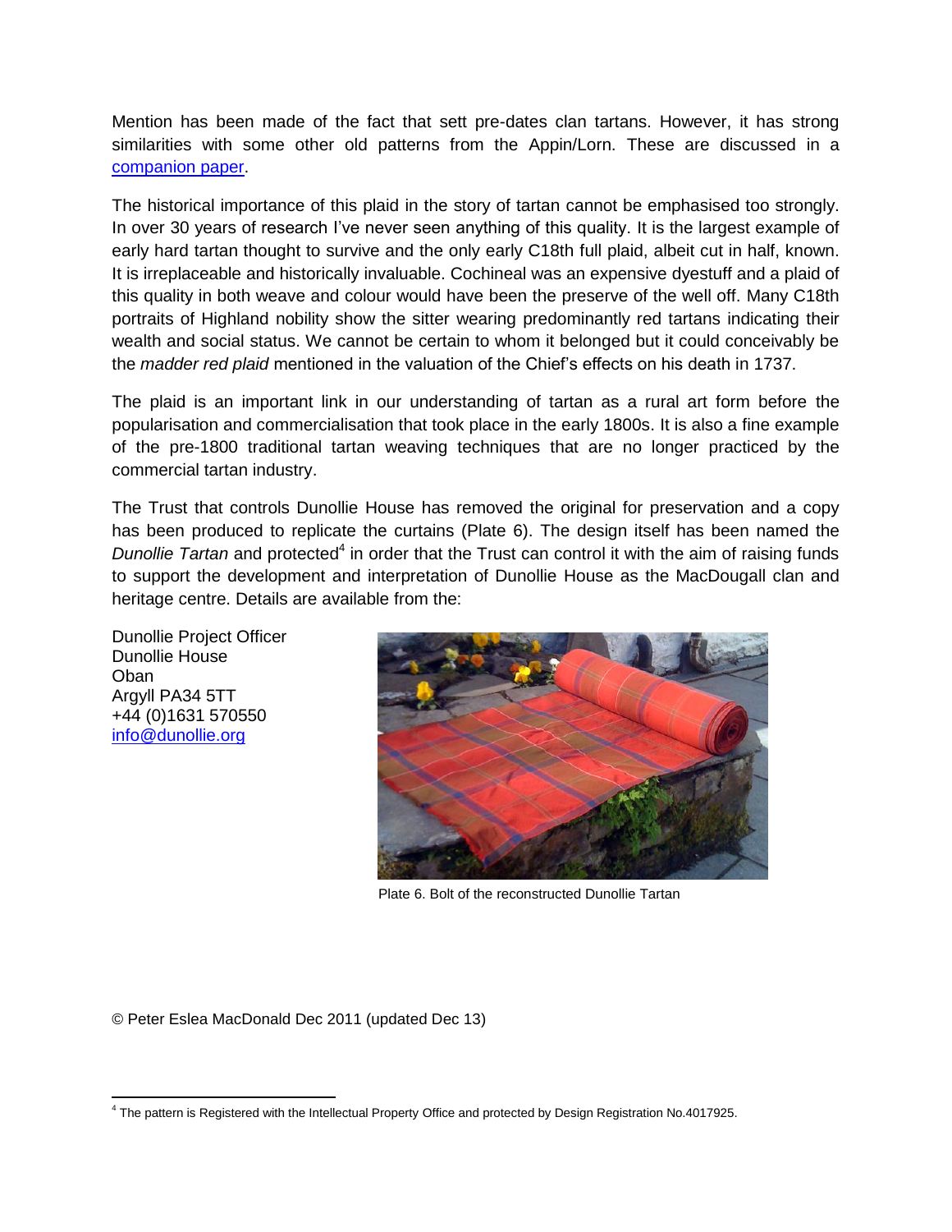Mention has been made of the fact that sett pre-dates clan tartans. However, it has strong similarities with some other old patterns from the Appin/Lorn. These are discussed in a companion paper.

The historical importance of this plaid in the story of tartan cannot be emphasised too strongly. In over 30 years of research I've never seen anything of this quality. It is the largest example of early hard tartan thought to survive and the only early C18th full plaid, albeit cut in half, known. It is irreplaceable and historically invaluable. Cochineal was an expensive dyestuff and a plaid of this quality in both weave and colour would have been the preserve of the well off. Many C18th portraits of Highland nobility show the sitter wearing predominantly red tartans indicating their wealth and social status. We cannot be certain to whom it belonged but it could conceivably be the *madder red plaid* mentioned in the valuation of the Chief's effects on his death in 1737.

The plaid is an important link in our understanding of tartan as a rural art form before the popularisation and commercialisation that took place in the early 1800s. It is also a fine example of the pre-1800 traditional tartan weaving techniques that are no longer practiced by the commercial tartan industry.

The Trust that controls Dunollie House has removed the original for preservation and a copy has been produced to replicate the curtains (Plate 6). The design itself has been named the *Dunollie Tartan* and protected[4] in order that the Trust can control it with the aim of raising funds to support the development and interpretation of Dunollie House as the MacDougall clan and heritage centre. Details are available from the:

Dunollie Project Officer
Dunollie House
Oban
Argyll PA34 5TT
+44 (0)1631 570550
info@dunollie.org

Plate 6. Bolt of the reconstructed Dunollie Tartan

© Peter Eslea MacDonald Dec 2011 (updated Dec 13)

[4] The pattern is Registered with the Intellectual Property Office and protected by Design Registration No.4017925.